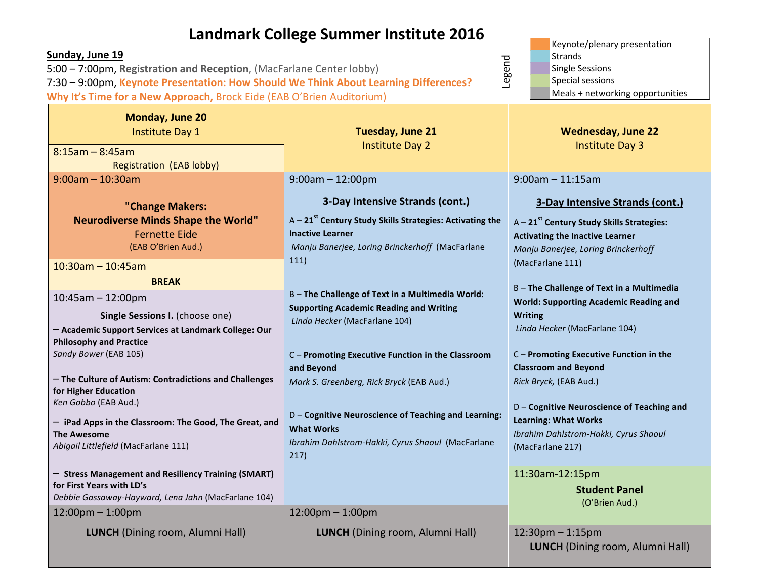# Landmark College Summer Institute 2016

**Legend**

- Keynote/plenary presentation
- Strands
- Single Sessions
- Special sessions
- Meals + networking opportunities

**Sunday, June 19**

5:00 – 7:00pm, **Registration and Reception**, (MacFarlane Center lobby)

7:30 – 9:00pm, **Keynote Presentation: How Should We Think About Learning Differences? Why It's Time for a New Approach,** Brock Eide (EAB O'Brien Auditorium)

| **Monday, June 20** Institute Day 1 | **Tuesday, June 21** Institute Day 2 | **Wednesday, June 22** Institute Day 3 |
|---|---|---|
| 8:15am – 8:45am Registration (EAB lobby) | | |
| 9:00am – 10:30am **"Change Makers: Neurodiverse Minds Shape the World"** Fernette Eide (EAB O'Brien Aud.) | 9:00am – 12:00pm **3-Day Intensive Strands (cont.)** A – **21st Century Study Skills Strategies: Activating the Inactive Learner** *Manju Banerjee, Loring Brinckerhoff* (MacFarlane 111) B – **The Challenge of Text in a Multimedia World: Supporting Academic Reading and Writing** *Linda Hecker* (MacFarlane 104) C – **Promoting Executive Function in the Classroom and Beyond** *Mark S. Greenberg, Rick Bryck* (EAB Aud.) D – **Cognitive Neuroscience of Teaching and Learning: What Works** *Ibrahim Dahlstrom-Hakki, Cyrus Shaoul* (MacFarlane 217) | 9:00am – 11:15am **3-Day Intensive Strands (cont.)** A – **21st Century Study Skills Strategies: Activating the Inactive Learner** *Manju Banerjee, Loring Brinckerhoff* (MacFarlane 111) B – **The Challenge of Text in a Multimedia World: Supporting Academic Reading and Writing** *Linda Hecker* (MacFarlane 104) C – **Promoting Executive Function in the Classroom and Beyond** *Rick Bryck,* (EAB Aud.) D – **Cognitive Neuroscience of Teaching and Learning: What Works** *Ibrahim Dahlstrom-Hakki, Cyrus Shaoul* (MacFarlane 217) |
| 10:30am – 10:45am **BREAK** | | |
| 10:45am – 12:00pm **Single Sessions I.** (choose one) – **Academic Support Services at Landmark College: Our Philosophy and Practice** *Sandy Bower* (EAB 105) – **The Culture of Autism: Contradictions and Challenges for Higher Education** *Ken Gobbo* (EAB Aud.) – **iPad Apps in the Classroom: The Good, The Great, and The Awesome** *Abigail Littlefield* (MacFarlane 111) – **Stress Management and Resiliency Training (SMART) for First Years with LD's** *Debbie Gassaway-Hayward, Lena Jahn* (MacFarlane 104) | | 11:30am-12:15pm **Student Panel** (O'Brien Aud.) |
| 12:00pm – 1:00pm **LUNCH** (Dining room, Alumni Hall) | 12:00pm – 1:00pm **LUNCH** (Dining room, Alumni Hall) | 12:30pm – 1:15pm **LUNCH** (Dining room, Alumni Hall) |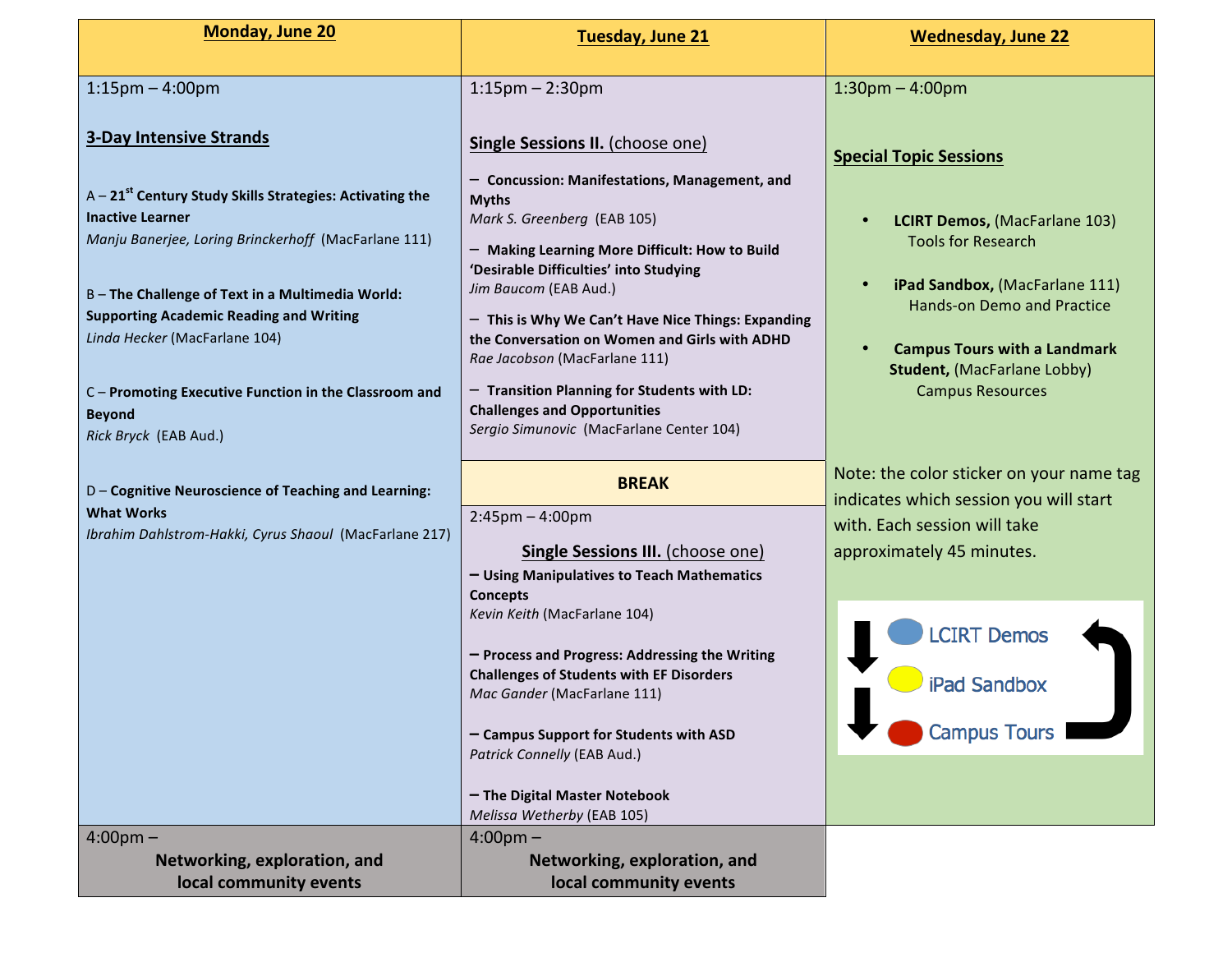| Monday, June 20 | Tuesday, June 21 | Wednesday, June 22 |
|---|---|---|
| 1:15pm – 4:00pm<br><br>**3-Day Intensive Strands**<br><br>A – **21st Century Study Skills Strategies: Activating the Inactive Learner**<br>*Manju Banerjee, Loring Brinckerhoff* (MacFarlane 111)<br><br>B – **The Challenge of Text in a Multimedia World: Supporting Academic Reading and Writing**<br>*Linda Hecker* (MacFarlane 104)<br><br>C – **Promoting Executive Function in the Classroom and Beyond**<br>*Rick Bryck* (EAB Aud.)<br><br>D – **Cognitive Neuroscience of Teaching and Learning: What Works**<br>*Ibrahim Dahlstrom-Hakki, Cyrus Shaoul* (MacFarlane 217) | 1:15pm – 2:30pm<br><br>**Single Sessions II.** (choose one)<br><br>– **Concussion: Manifestations, Management, and Myths**<br>*Mark S. Greenberg* (EAB 105)<br><br>– **Making Learning More Difficult: How to Build 'Desirable Difficulties' into Studying**<br>*Jim Baucom* (EAB Aud.)<br><br>– **This is Why We Can't Have Nice Things: Expanding the Conversation on Women and Girls with ADHD**<br>*Rae Jacobson* (MacFarlane 111)<br><br>– **Transition Planning for Students with LD: Challenges and Opportunities**<br>*Sergio Simunovic* (MacFarlane Center 104)<br><br>**BREAK**<br><br>2:45pm – 4:00pm<br><br>**Single Sessions III.** (choose one)<br><br>– **Using Manipulatives to Teach Mathematics Concepts**<br>*Kevin Keith* (MacFarlane 104)<br><br>– **Process and Progress: Addressing the Writing Challenges of Students with EF Disorders**<br>*Mac Gander* (MacFarlane 111)<br><br>– **Campus Support for Students with ASD**<br>*Patrick Connelly* (EAB Aud.)<br><br>– **The Digital Master Notebook**<br>*Melissa Wetherby* (EAB 105) | 1:30pm – 4:00pm<br><br>**Special Topic Sessions**<br><br>• **LCIRT Demos,** (MacFarlane 103) Tools for Research<br><br>• **iPad Sandbox,** (MacFarlane 111) Hands-on Demo and Practice<br><br>• **Campus Tours with a Landmark Student,** (MacFarlane Lobby) Campus Resources<br><br>Note: the color sticker on your name tag indicates which session you will start with. Each session will take approximately 45 minutes.<br><br>LCIRT Demos (blue)<br>iPad Sandbox (yellow)<br>Campus Tours (red) |
| 4:00pm –<br>**Networking, exploration, and local community events** | 4:00pm –<br>**Networking, exploration, and local community events** | |